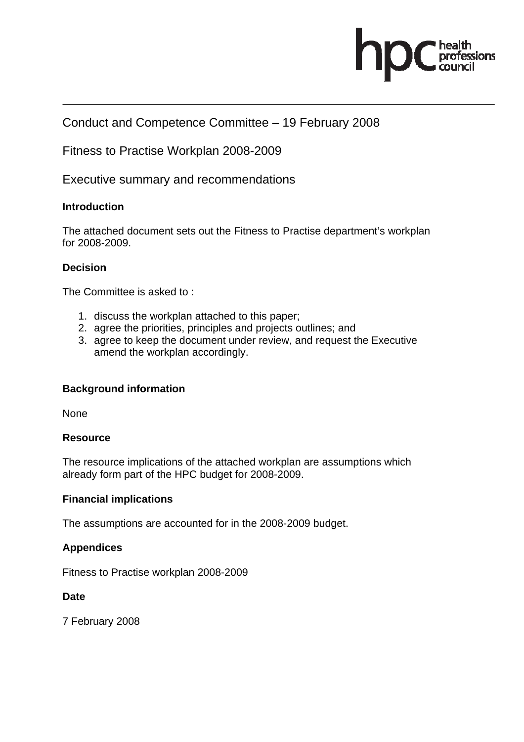Conduct and Competence Committee – 19 February 2008

Fitness to Practise Workplan 2008-2009

Executive summary and recommendations

**Introduction**

The attached document sets out the Fitness to Practise department's workplan for 2008-2009.

**Decision**

The Committee is asked to :

1. discuss the workplan attached to this paper;
2. agree the priorities, principles and projects outlines; and
3. agree to keep the document under review, and request the Executive amend the workplan accordingly.

**Background information**

None

**Resource**

The resource implications of the attached workplan are assumptions which already form part of the HPC budget for 2008-2009.

**Financial implications**

The assumptions are accounted for in the 2008-2009 budget.

**Appendices**

Fitness to Practise workplan 2008-2009

**Date**

7 February 2008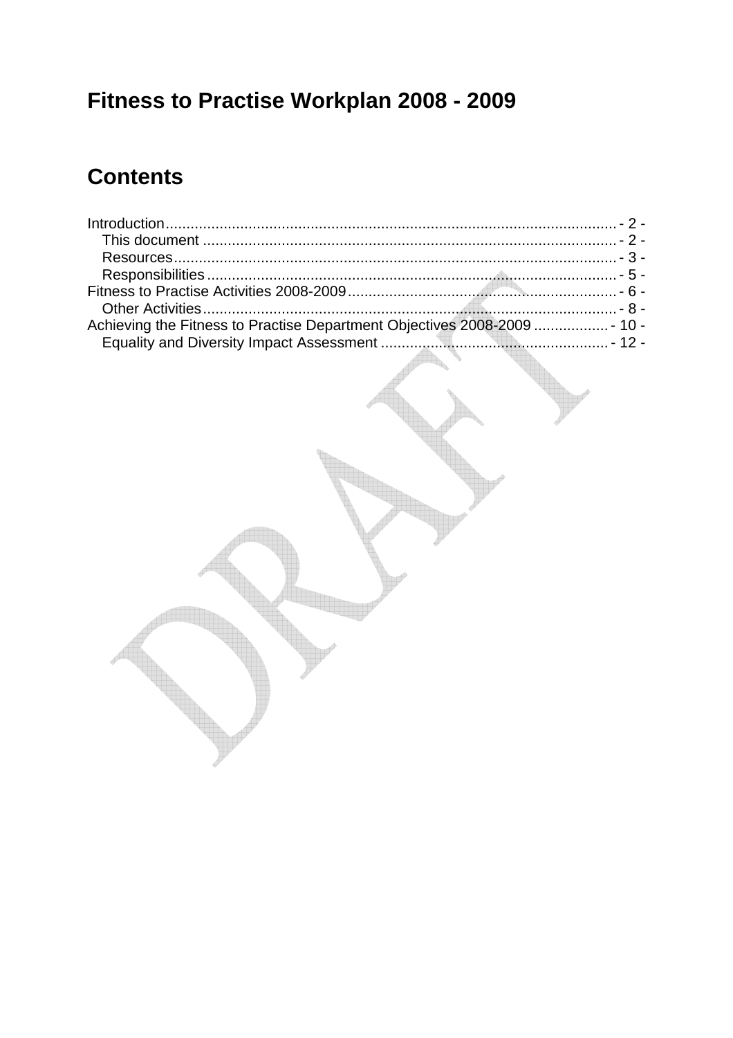# Fitness to Practise Workplan 2008 - 2009

# Contents

Introduction ........................................................................................................... - 2 -
    This document .................................................................................................. - 2 -
    Resources .......................................................................................................... - 3 -
    Responsibilities .................................................................................................. - 5 -
Fitness to Practise Activities 2008-2009 ................................................................ - 6 -
    Other Activities ................................................................................................... - 8 -
Achieving the Fitness to Practise Department Objectives 2008-2009 .................. - 10 -
    Equality and Diversity Impact Assessment ...................................................... - 12 -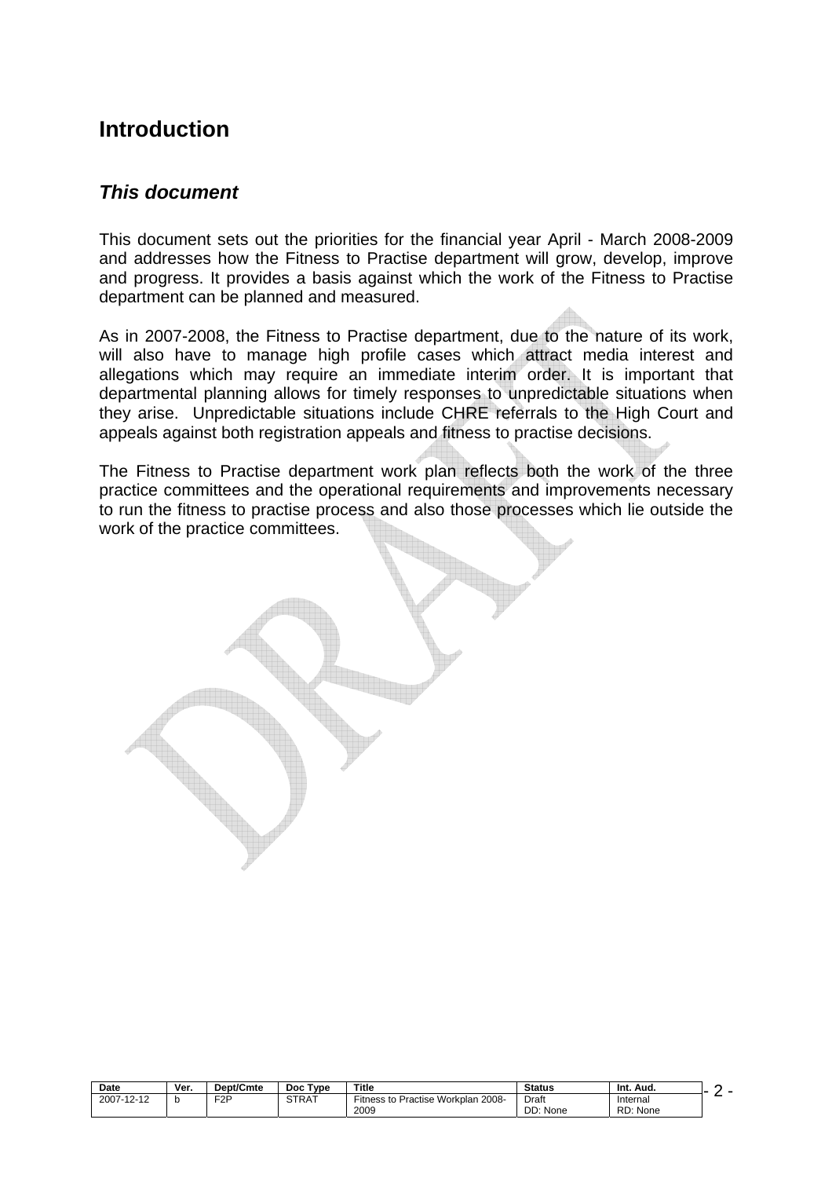# Introduction

## *This document*

This document sets out the priorities for the financial year April - March 2008-2009 and addresses how the Fitness to Practise department will grow, develop, improve and progress. It provides a basis against which the work of the Fitness to Practise department can be planned and measured.

As in 2007-2008, the Fitness to Practise department, due to the nature of its work, will also have to manage high profile cases which attract media interest and allegations which may require an immediate interim order. It is important that departmental planning allows for timely responses to unpredictable situations when they arise. Unpredictable situations include CHRE referrals to the High Court and appeals against both registration appeals and fitness to practise decisions.

The Fitness to Practise department work plan reflects both the work of the three practice committees and the operational requirements and improvements necessary to run the fitness to practise process and also those processes which lie outside the work of the practice committees.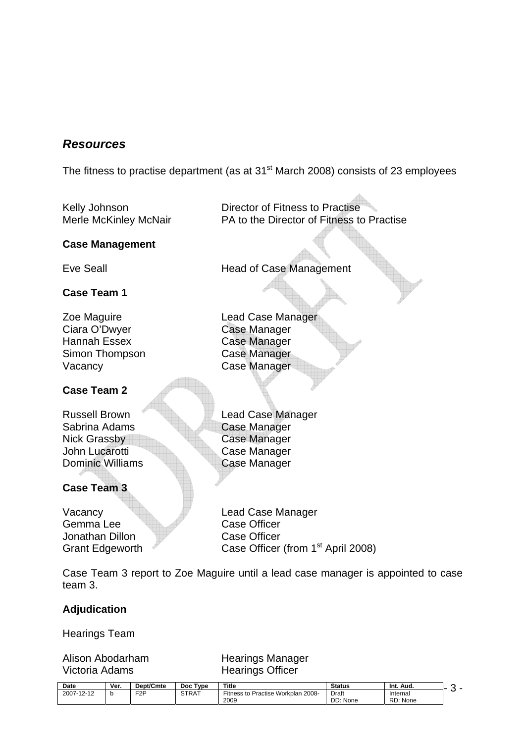## *Resources*

The fitness to practise department (as at 31st March 2008) consists of 23 employees

| | |
|---|---|
| Kelly Johnson | Director of Fitness to Practise |
| Merle McKinley McNair | PA to the Director of Fitness to Practise |

**Case Management**

| | |
|---|---|
| Eve Seall | Head of Case Management |

**Case Team 1**

| | |
|---|---|
| Zoe Maguire | Lead Case Manager |
| Ciara O'Dwyer | Case Manager |
| Hannah Essex | Case Manager |
| Simon Thompson | Case Manager |
| Vacancy | Case Manager |

**Case Team 2**

| | |
|---|---|
| Russell Brown | Lead Case Manager |
| Sabrina Adams | Case Manager |
| Nick Grassby | Case Manager |
| John Lucarotti | Case Manager |
| Dominic Williams | Case Manager |

**Case Team 3**

| | |
|---|---|
| Vacancy | Lead Case Manager |
| Gemma Lee | Case Officer |
| Jonathan Dillon | Case Officer |
| Grant Edgeworth | Case Officer (from 1st April 2008) |

Case Team 3 report to Zoe Maguire until a lead case manager is appointed to case team 3.

**Adjudication**

Hearings Team

| | |
|---|---|
| Alison Abodarham | Hearings Manager |
| Victoria Adams | Hearings Officer |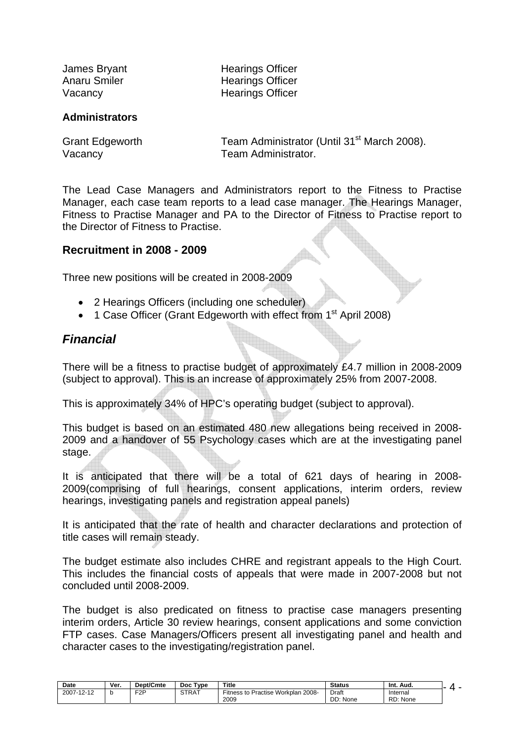| | |
|---|---|
| James Bryant | Hearings Officer |
| Anaru Smiler | Hearings Officer |
| Vacancy | Hearings Officer |

**Administrators**

| | |
|---|---|
| Grant Edgeworth | Team Administrator (Until 31st March 2008). |
| Vacancy | Team Administrator. |

The Lead Case Managers and Administrators report to the Fitness to Practise Manager, each case team reports to a lead case manager. The Hearings Manager, Fitness to Practise Manager and PA to the Director of Fitness to Practise report to the Director of Fitness to Practise.

### Recruitment in 2008 - 2009

Three new positions will be created in 2008-2009

- 2 Hearings Officers (including one scheduler)
- 1 Case Officer (Grant Edgeworth with effect from 1st April 2008)

## *Financial*

There will be a fitness to practise budget of approximately £4.7 million in 2008-2009 (subject to approval). This is an increase of approximately 25% from 2007-2008.

This is approximately 34% of HPC's operating budget (subject to approval).

This budget is based on an estimated 480 new allegations being received in 2008-2009 and a handover of 55 Psychology cases which are at the investigating panel stage.

It is anticipated that there will be a total of 621 days of hearing in 2008-2009(comprising of full hearings, consent applications, interim orders, review hearings, investigating panels and registration appeal panels)

It is anticipated that the rate of health and character declarations and protection of title cases will remain steady.

The budget estimate also includes CHRE and registrant appeals to the High Court. This includes the financial costs of appeals that were made in 2007-2008 but not concluded until 2008-2009.

The budget is also predicated on fitness to practise case managers presenting interim orders, Article 30 review hearings, consent applications and some conviction FTP cases. Case Managers/Officers present all investigating panel and health and character cases to the investigating/registration panel.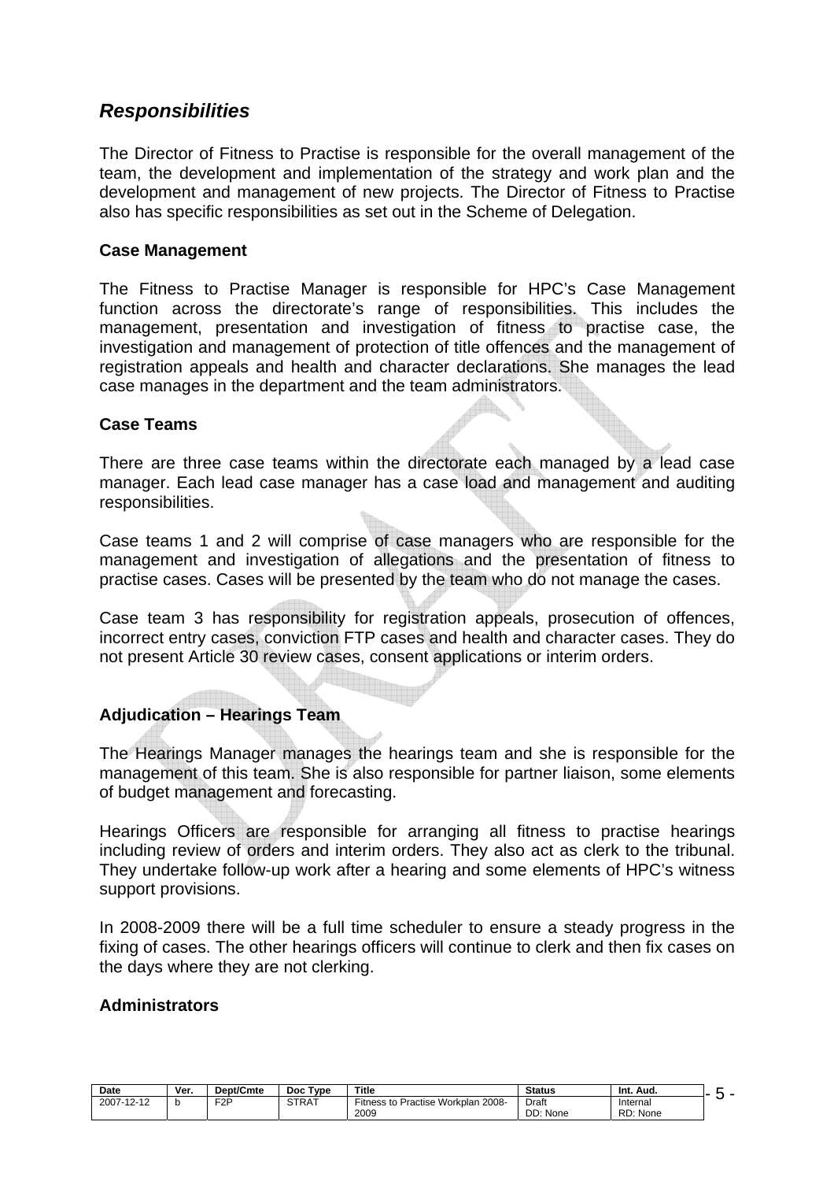## *Responsibilities*

The Director of Fitness to Practise is responsible for the overall management of the team, the development and implementation of the strategy and work plan and the development and management of new projects. The Director of Fitness to Practise also has specific responsibilities as set out in the Scheme of Delegation.

### Case Management

The Fitness to Practise Manager is responsible for HPC's Case Management function across the directorate's range of responsibilities. This includes the management, presentation and investigation of fitness to practise case, the investigation and management of protection of title offences and the management of registration appeals and health and character declarations. She manages the lead case manages in the department and the team administrators.

### Case Teams

There are three case teams within the directorate each managed by a lead case manager. Each lead case manager has a case load and management and auditing responsibilities.

Case teams 1 and 2 will comprise of case managers who are responsible for the management and investigation of allegations and the presentation of fitness to practise cases. Cases will be presented by the team who do not manage the cases.

Case team 3 has responsibility for registration appeals, prosecution of offences, incorrect entry cases, conviction FTP cases and health and character cases. They do not present Article 30 review cases, consent applications or interim orders.

### Adjudication – Hearings Team

The Hearings Manager manages the hearings team and she is responsible for the management of this team. She is also responsible for partner liaison, some elements of budget management and forecasting.

Hearings Officers are responsible for arranging all fitness to practise hearings including review of orders and interim orders. They also act as clerk to the tribunal. They undertake follow-up work after a hearing and some elements of HPC's witness support provisions.

In 2008-2009 there will be a full time scheduler to ensure a steady progress in the fixing of cases. The other hearings officers will continue to clerk and then fix cases on the days where they are not clerking.

### Administrators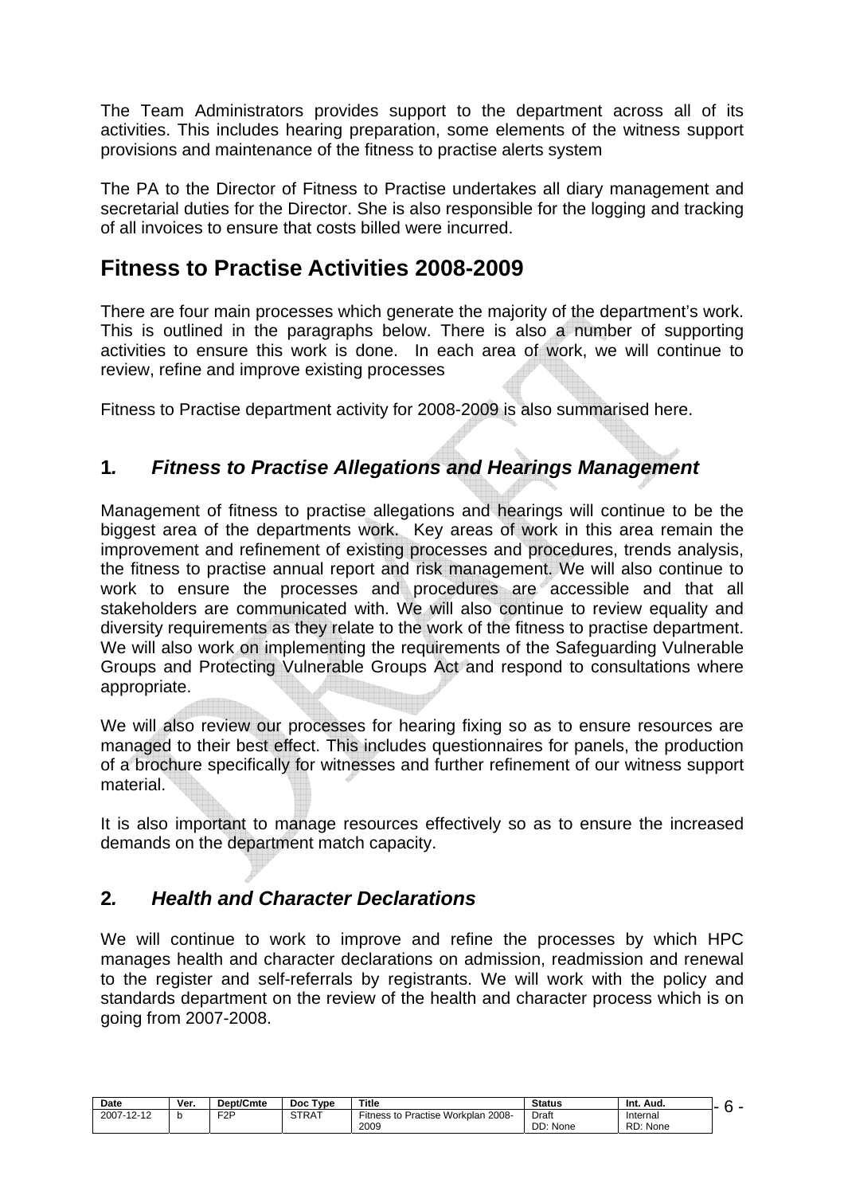The Team Administrators provides support to the department across all of its activities. This includes hearing preparation, some elements of the witness support provisions and maintenance of the fitness to practise alerts system

The PA to the Director of Fitness to Practise undertakes all diary management and secretarial duties for the Director. She is also responsible for the logging and tracking of all invoices to ensure that costs billed were incurred.

# Fitness to Practise Activities 2008-2009

There are four main processes which generate the majority of the department's work. This is outlined in the paragraphs below. There is also a number of supporting activities to ensure this work is done. In each area of work, we will continue to review, refine and improve existing processes

Fitness to Practise department activity for 2008-2009 is also summarised here.

## 1. *Fitness to Practise Allegations and Hearings Management*

Management of fitness to practise allegations and hearings will continue to be the biggest area of the departments work. Key areas of work in this area remain the improvement and refinement of existing processes and procedures, trends analysis, the fitness to practise annual report and risk management. We will also continue to work to ensure the processes and procedures are accessible and that all stakeholders are communicated with. We will also continue to review equality and diversity requirements as they relate to the work of the fitness to practise department. We will also work on implementing the requirements of the Safeguarding Vulnerable Groups and Protecting Vulnerable Groups Act and respond to consultations where appropriate.

We will also review our processes for hearing fixing so as to ensure resources are managed to their best effect. This includes questionnaires for panels, the production of a brochure specifically for witnesses and further refinement of our witness support material.

It is also important to manage resources effectively so as to ensure the increased demands on the department match capacity.

## 2. *Health and Character Declarations*

We will continue to work to improve and refine the processes by which HPC manages health and character declarations on admission, readmission and renewal to the register and self-referrals by registrants. We will work with the policy and standards department on the review of the health and character process which is on going from 2007-2008.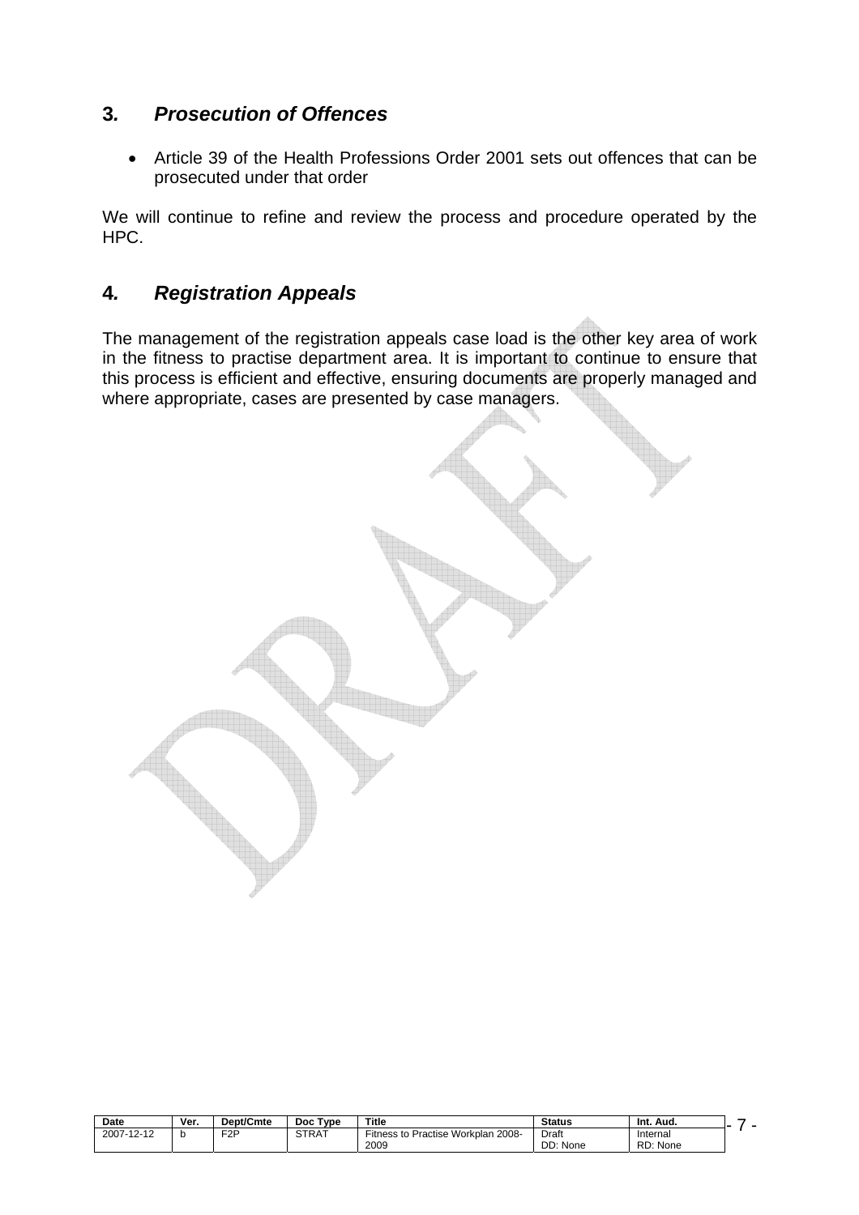## 3. *Prosecution of Offences*

- Article 39 of the Health Professions Order 2001 sets out offences that can be prosecuted under that order

We will continue to refine and review the process and procedure operated by the HPC.

## 4. *Registration Appeals*

The management of the registration appeals case load is the other key area of work in the fitness to practise department area. It is important to continue to ensure that this process is efficient and effective, ensuring documents are properly managed and where appropriate, cases are presented by case managers.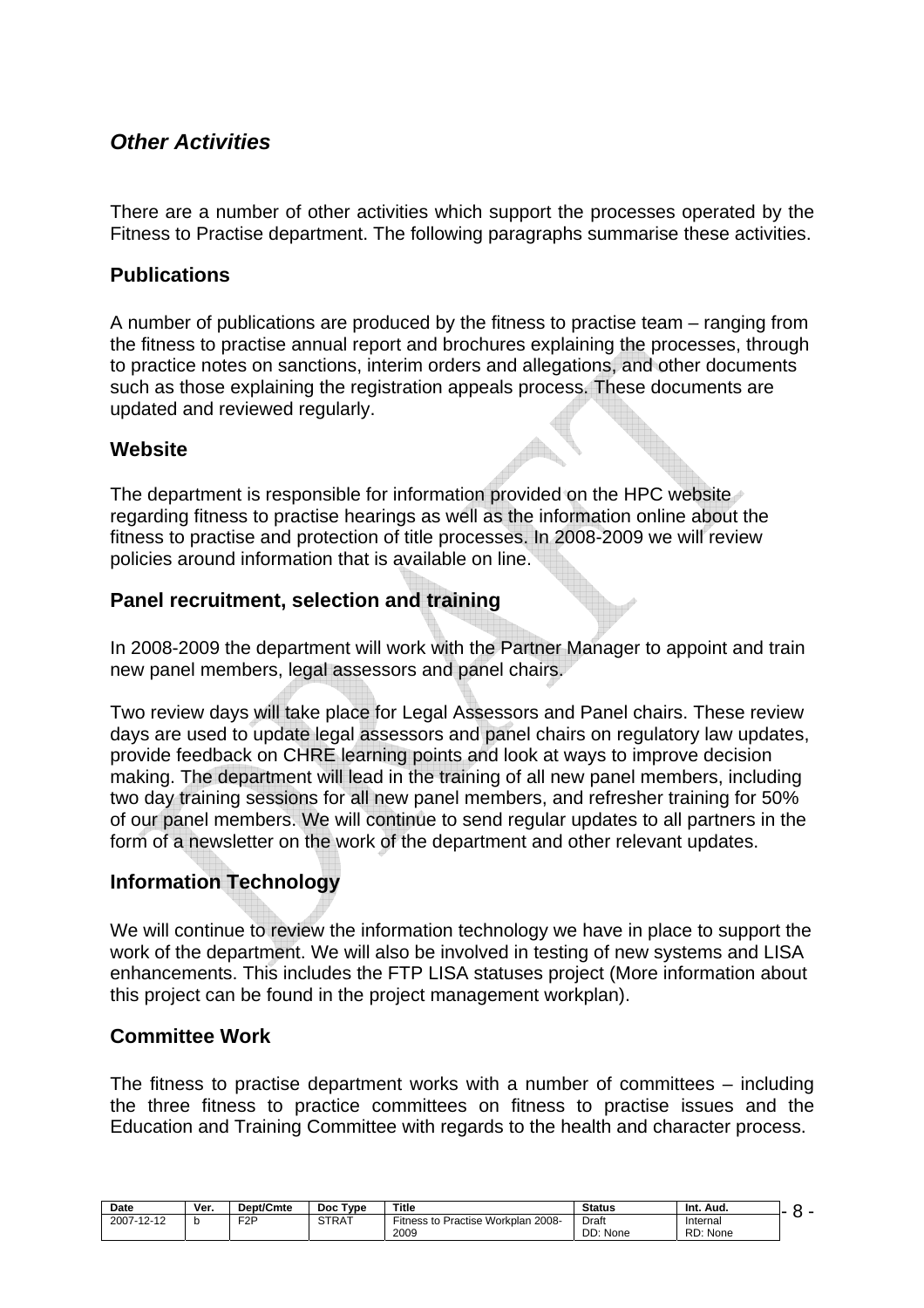## *Other Activities*

There are a number of other activities which support the processes operated by the Fitness to Practise department. The following paragraphs summarise these activities.

### Publications

A number of publications are produced by the fitness to practise team – ranging from the fitness to practise annual report and brochures explaining the processes, through to practice notes on sanctions, interim orders and allegations, and other documents such as those explaining the registration appeals process. These documents are updated and reviewed regularly.

### Website

The department is responsible for information provided on the HPC website regarding fitness to practise hearings as well as the information online about the fitness to practise and protection of title processes. In 2008-2009 we will review policies around information that is available on line.

### Panel recruitment, selection and training

In 2008-2009 the department will work with the Partner Manager to appoint and train new panel members, legal assessors and panel chairs.

Two review days will take place for Legal Assessors and Panel chairs. These review days are used to update legal assessors and panel chairs on regulatory law updates, provide feedback on CHRE learning points and look at ways to improve decision making. The department will lead in the training of all new panel members, including two day training sessions for all new panel members, and refresher training for 50% of our panel members. We will continue to send regular updates to all partners in the form of a newsletter on the work of the department and other relevant updates.

### Information Technology

We will continue to review the information technology we have in place to support the work of the department. We will also be involved in testing of new systems and LISA enhancements. This includes the FTP LISA statuses project (More information about this project can be found in the project management workplan).

### Committee Work

The fitness to practise department works with a number of committees – including the three fitness to practice committees on fitness to practise issues and the Education and Training Committee with regards to the health and character process.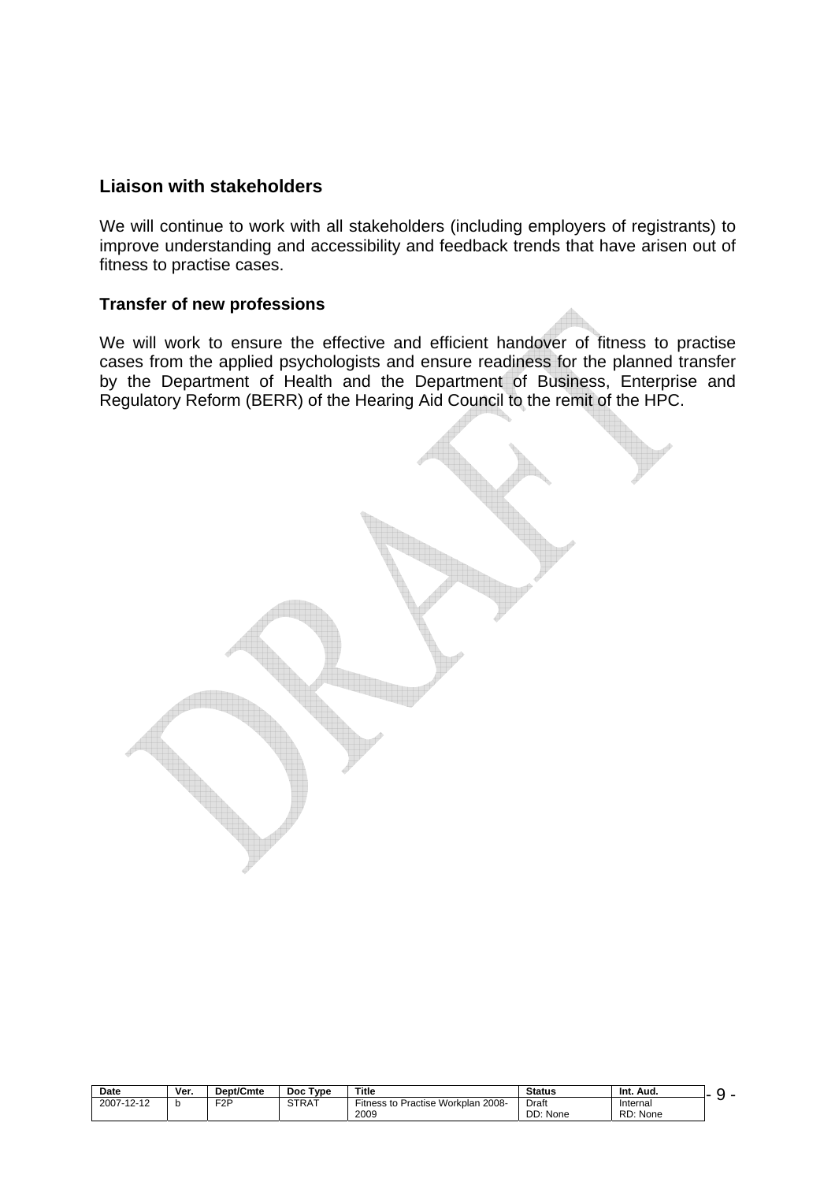## Liaison with stakeholders

We will continue to work with all stakeholders (including employers of registrants) to improve understanding and accessibility and feedback trends that have arisen out of fitness to practise cases.

### Transfer of new professions

We will work to ensure the effective and efficient handover of fitness to practise cases from the applied psychologists and ensure readiness for the planned transfer by the Department of Health and the Department of Business, Enterprise and Regulatory Reform (BERR) of the Hearing Aid Council to the remit of the HPC.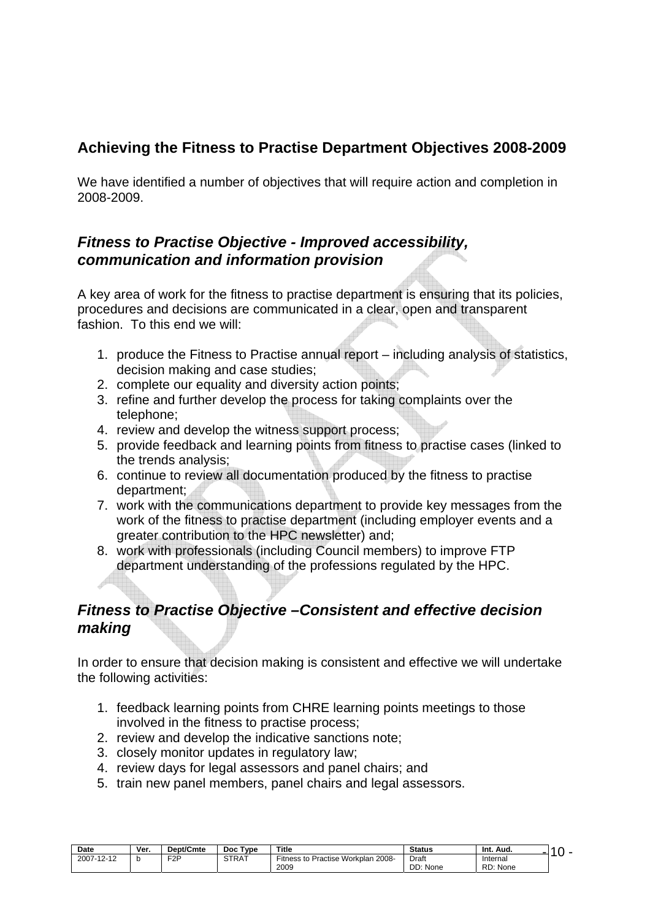## Achieving the Fitness to Practise Department Objectives 2008-2009

We have identified a number of objectives that will require action and completion in 2008-2009.

### *Fitness to Practise Objective - Improved accessibility, communication and information provision*

A key area of work for the fitness to practise department is ensuring that its policies, procedures and decisions are communicated in a clear, open and transparent fashion. To this end we will:

1. produce the Fitness to Practise annual report – including analysis of statistics, decision making and case studies;
2. complete our equality and diversity action points;
3. refine and further develop the process for taking complaints over the telephone;
4. review and develop the witness support process;
5. provide feedback and learning points from fitness to practise cases (linked to the trends analysis;
6. continue to review all documentation produced by the fitness to practise department;
7. work with the communications department to provide key messages from the work of the fitness to practise department (including employer events and a greater contribution to the HPC newsletter) and;
8. work with professionals (including Council members) to improve FTP department understanding of the professions regulated by the HPC.

### *Fitness to Practise Objective –Consistent and effective decision making*

In order to ensure that decision making is consistent and effective we will undertake the following activities:

1. feedback learning points from CHRE learning points meetings to those involved in the fitness to practise process;
2. review and develop the indicative sanctions note;
3. closely monitor updates in regulatory law;
4. review days for legal assessors and panel chairs; and
5. train new panel members, panel chairs and legal assessors.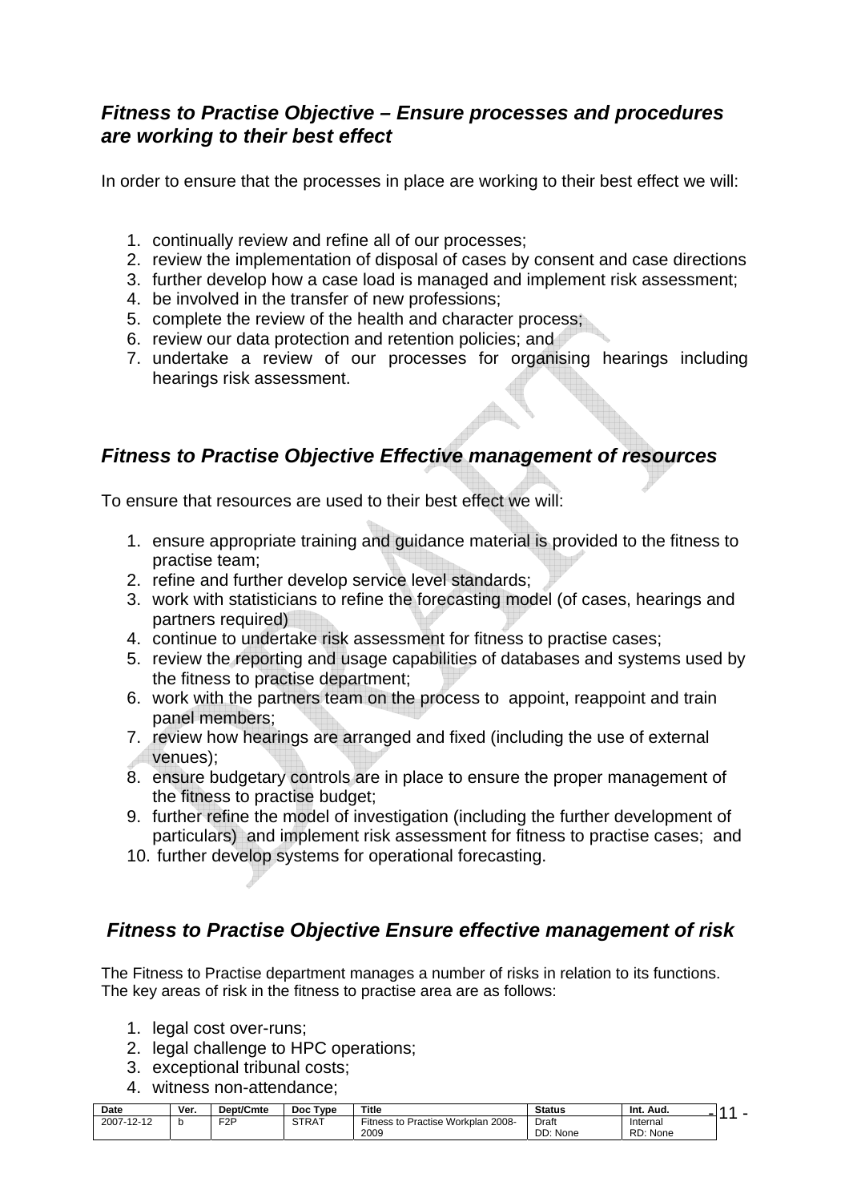## *Fitness to Practise Objective – Ensure processes and procedures are working to their best effect*

In order to ensure that the processes in place are working to their best effect we will:

1. continually review and refine all of our processes;
2. review the implementation of disposal of cases by consent and case directions
3. further develop how a case load is managed and implement risk assessment;
4. be involved in the transfer of new professions;
5. complete the review of the health and character process;
6. review our data protection and retention policies; and
7. undertake a review of our processes for organising hearings including hearings risk assessment.

## *Fitness to Practise Objective Effective management of resources*

To ensure that resources are used to their best effect we will:

1. ensure appropriate training and guidance material is provided to the fitness to practise team;
2. refine and further develop service level standards;
3. work with statisticians to refine the forecasting model (of cases, hearings and partners required)
4. continue to undertake risk assessment for fitness to practise cases;
5. review the reporting and usage capabilities of databases and systems used by the fitness to practise department;
6. work with the partners team on the process to appoint, reappoint and train panel members;
7. review how hearings are arranged and fixed (including the use of external venues);
8. ensure budgetary controls are in place to ensure the proper management of the fitness to practise budget;
9. further refine the model of investigation (including the further development of particulars) and implement risk assessment for fitness to practise cases; and
10. further develop systems for operational forecasting.

## *Fitness to Practise Objective Ensure effective management of risk*

The Fitness to Practise department manages a number of risks in relation to its functions. The key areas of risk in the fitness to practise area are as follows:

1. legal cost over-runs;
2. legal challenge to HPC operations;
3. exceptional tribunal costs;
4. witness non-attendance;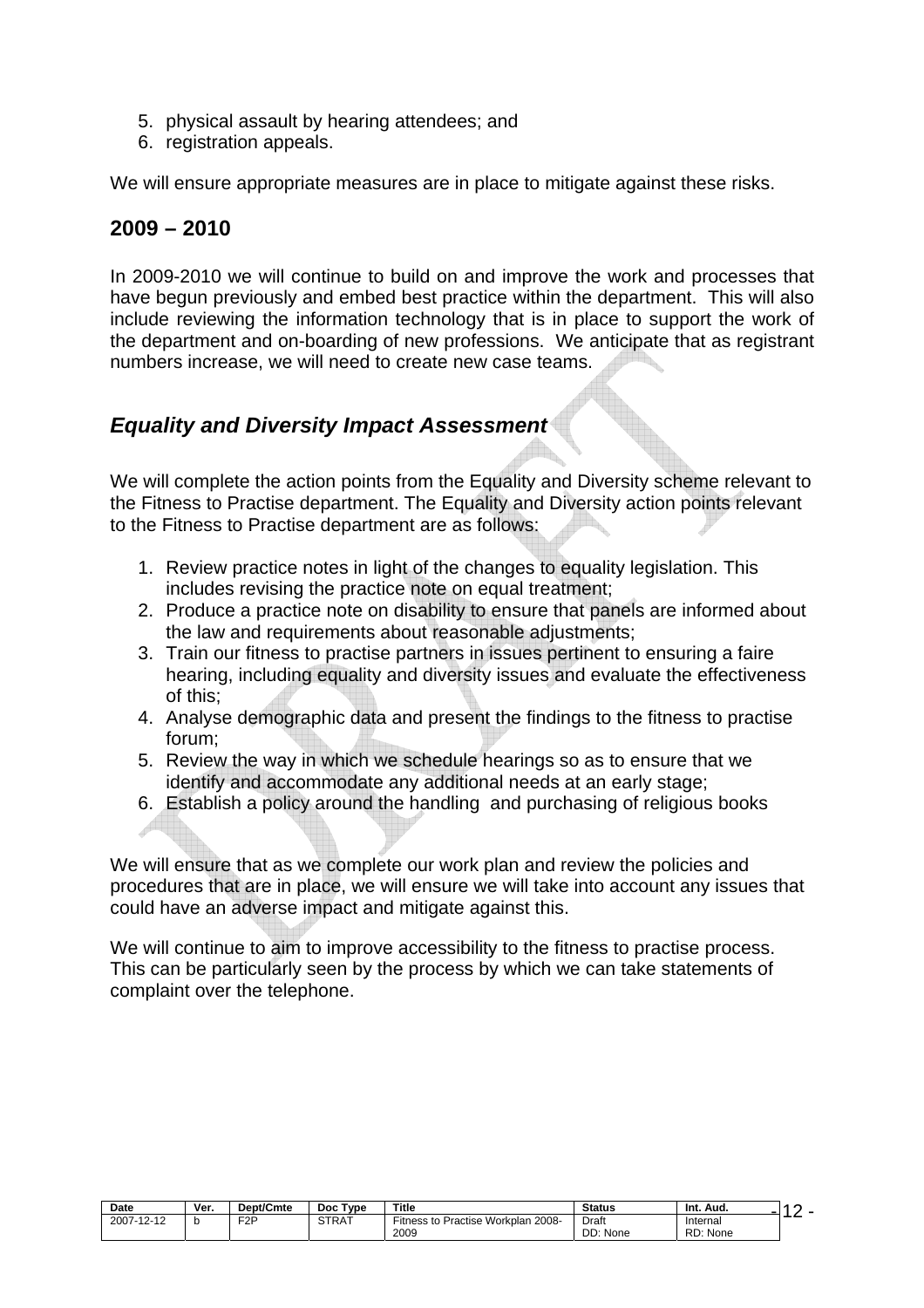5. physical assault by hearing attendees; and
6. registration appeals.

We will ensure appropriate measures are in place to mitigate against these risks.

## 2009 – 2010

In 2009-2010 we will continue to build on and improve the work and processes that have begun previously and embed best practice within the department. This will also include reviewing the information technology that is in place to support the work of the department and on-boarding of new professions. We anticipate that as registrant numbers increase, we will need to create new case teams.

## *Equality and Diversity Impact Assessment*

We will complete the action points from the Equality and Diversity scheme relevant to the Fitness to Practise department. The Equality and Diversity action points relevant to the Fitness to Practise department are as follows:

1. Review practice notes in light of the changes to equality legislation. This includes revising the practice note on equal treatment;
2. Produce a practice note on disability to ensure that panels are informed about the law and requirements about reasonable adjustments;
3. Train our fitness to practise partners in issues pertinent to ensuring a faire hearing, including equality and diversity issues and evaluate the effectiveness of this;
4. Analyse demographic data and present the findings to the fitness to practise forum;
5. Review the way in which we schedule hearings so as to ensure that we identify and accommodate any additional needs at an early stage;
6. Establish a policy around the handling and purchasing of religious books

We will ensure that as we complete our work plan and review the policies and procedures that are in place, we will ensure we will take into account any issues that could have an adverse impact and mitigate against this.

We will continue to aim to improve accessibility to the fitness to practise process. This can be particularly seen by the process by which we can take statements of complaint over the telephone.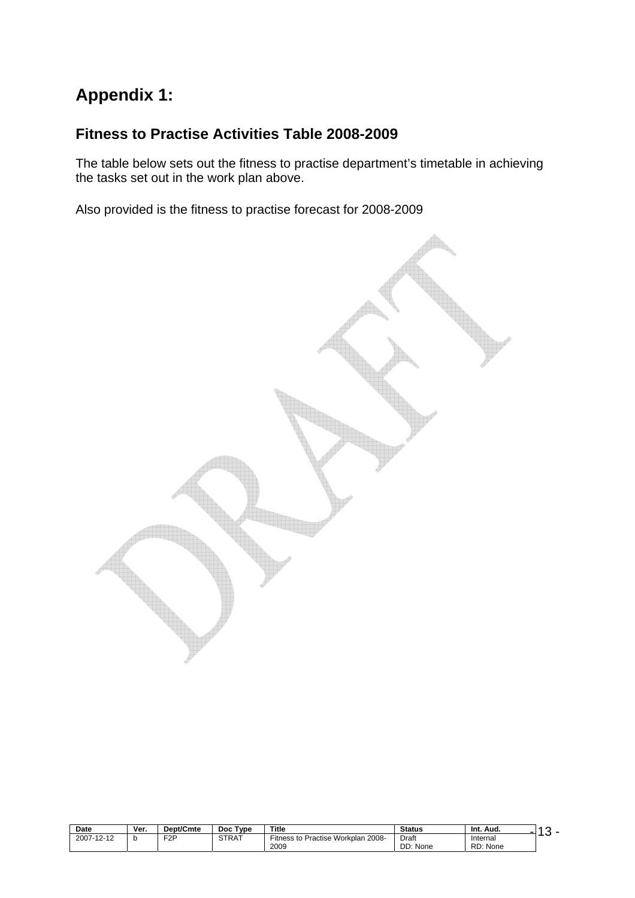# Appendix 1:

## Fitness to Practise Activities Table 2008-2009

The table below sets out the fitness to practise department's timetable in achieving the tasks set out in the work plan above.

Also provided is the fitness to practise forecast for 2008-2009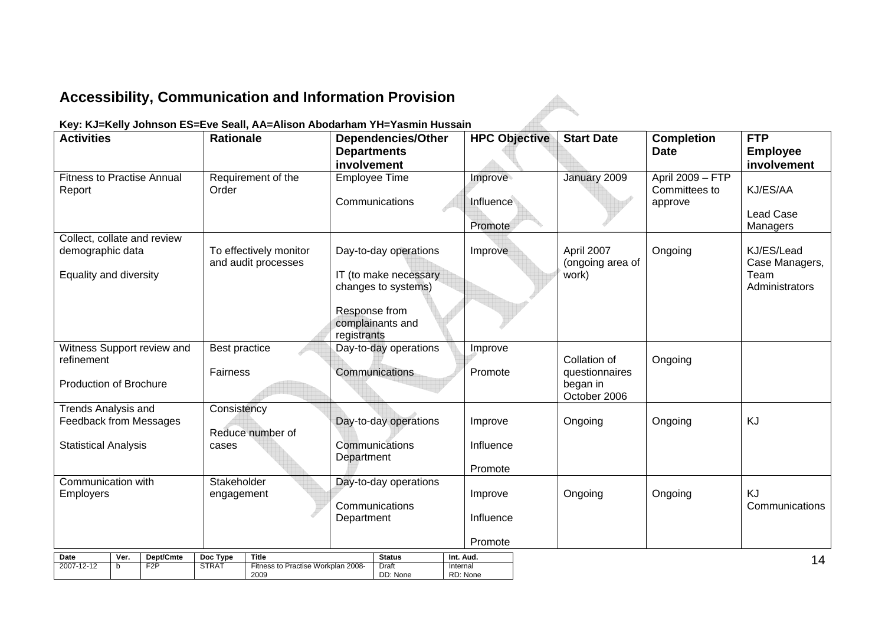## Accessibility, Communication and Information Provision

**Key: KJ=Kelly Johnson ES=Eve Seall, AA=Alison Abodarham YH=Yasmin Hussain**

| Activities | Rationale | Dependencies/Other Departments involvement | HPC Objective | Start Date | Completion Date | FTP Employee involvement |
|---|---|---|---|---|---|---|
| Fitness to Practise Annual Report | Requirement of the Order | Employee Time<br><br>Communications | Improve<br><br>Influence<br><br>Promote | January 2009 | April 2009 – FTP Committees to approve | KJ/ES/AA<br><br>Lead Case Managers |
| Collect, collate and review demographic data<br><br>Equality and diversity | To effectively monitor and audit processes | Day-to-day operations<br><br>IT (to make necessary changes to systems)<br><br>Response from complainants and registrants | Improve | April 2007 (ongoing area of work) | Ongoing | KJ/ES/Lead Case Managers, Team Administrators |
| Witness Support review and refinement<br><br>Production of Brochure | Best practice<br><br>Fairness | Day-to-day operations<br><br>Communications | Improve<br><br>Promote | Collation of questionnaires began in October 2006 | Ongoing | |
| Trends Analysis and Feedback from Messages<br><br>Statistical Analysis | Consistency<br><br>Reduce number of cases | Day-to-day operations<br><br>Communications Department | Improve<br><br>Influence<br><br>Promote | Ongoing | Ongoing | KJ |
| Communication with Employers | Stakeholder engagement | Day-to-day operations<br><br>Communications Department | Improve<br><br>Influence<br><br>Promote | Ongoing | Ongoing | KJ Communications |

| Date | Ver. | Dept/Cmte | Doc Type | Title | Status | Int. Aud. |
|---|---|---|---|---|---|---|
| 2007-12-12 | b | F2P | STRAT | Fitness to Practise Workplan 2008-2009 | Draft<br>DD: None | Internal<br>RD: None |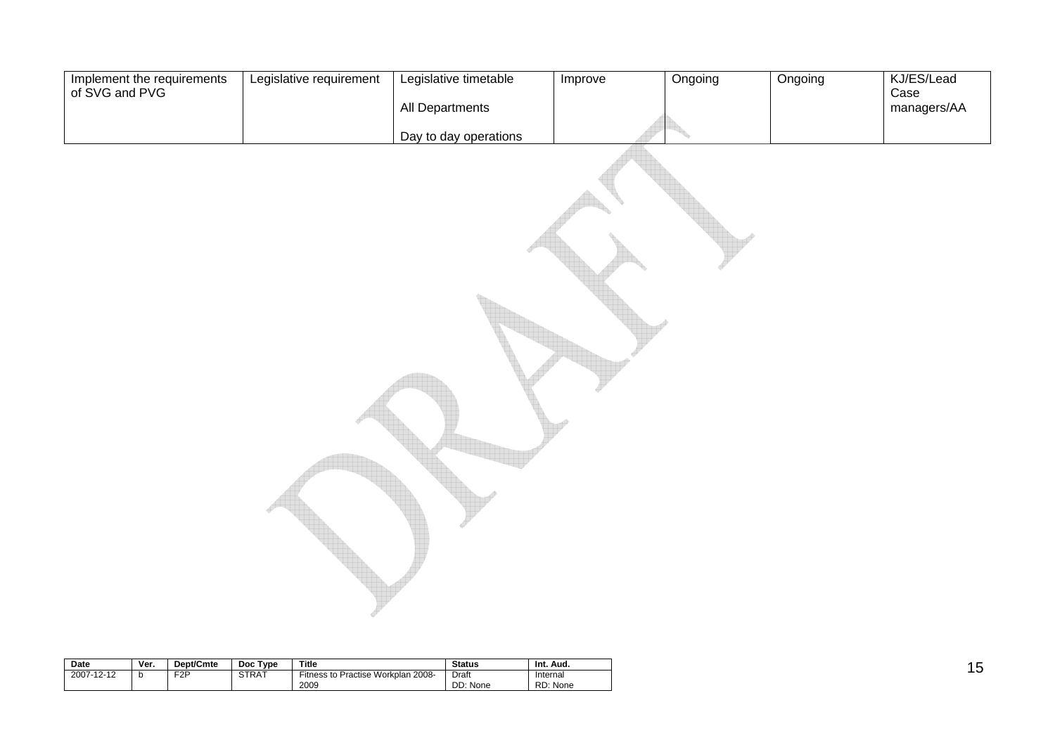| | | | | | | |
|---|---|---|---|---|---|---|
| Implement the requirements of SVG and PVG | Legislative requirement | Legislative timetable<br><br>All Departments<br><br>Day to day operations | Improve | Ongoing | Ongoing | KJ/ES/Lead Case managers/AA |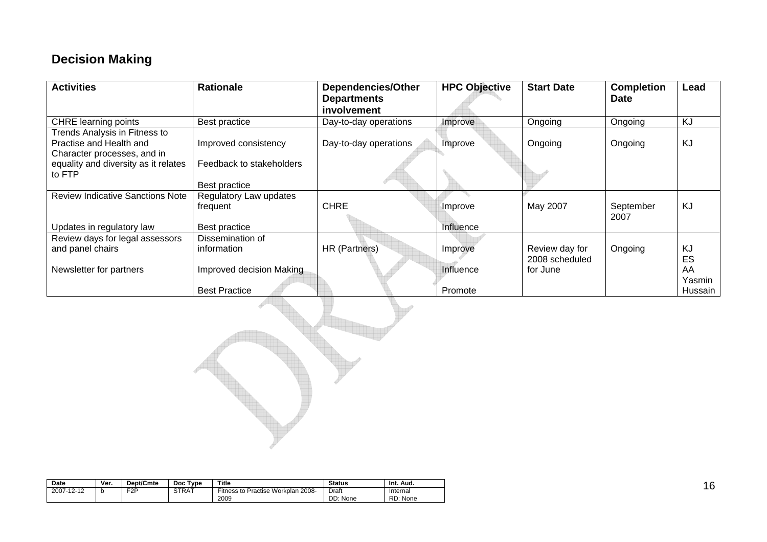## Decision Making

| Activities | Rationale | Dependencies/Other Departments involvement | HPC Objective | Start Date | Completion Date | Lead |
|---|---|---|---|---|---|---|
| CHRE learning points | Best practice | Day-to-day operations | Improve | Ongoing | Ongoing | KJ |
| Trends Analysis in Fitness to Practise and Health and Character processes, and in equality and diversity as it relates to FTP | Improved consistency<br><br>Feedback to stakeholders<br><br>Best practice | Day-to-day operations | Improve | Ongoing | Ongoing | KJ |
| Review Indicative Sanctions Note<br><br>Updates in regulatory law | Regulatory Law updates frequent<br><br>Best practice | CHRE | Improve<br><br>Influence | May 2007 | September 2007 | KJ |
| Review days for legal assessors and panel chairs<br><br>Newsletter for partners | Dissemination of information<br><br>Improved decision Making<br><br>Best Practice | HR (Partners) | Improve<br><br>Influence<br><br>Promote | Review day for 2008 scheduled for June | Ongoing | KJ<br>ES<br>AA<br>Yasmin Hussain |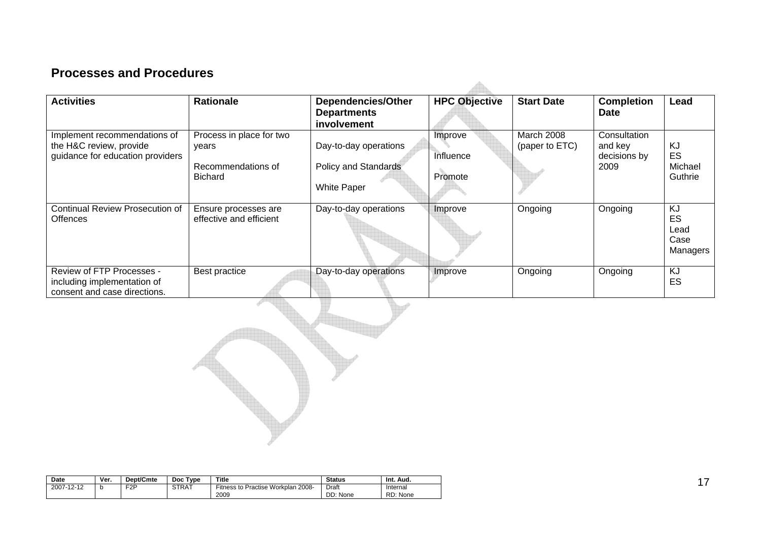## Processes and Procedures

| Activities | Rationale | Dependencies/Other Departments involvement | HPC Objective | Start Date | Completion Date | Lead |
|---|---|---|---|---|---|---|
| Implement recommendations of the H&C review, provide guidance for education providers | Process in place for two years<br><br>Recommendations of Bichard | Day-to-day operations<br><br>Policy and Standards<br><br>White Paper | Improve<br><br>Influence<br><br>Promote | March 2008 (paper to ETC) | Consultation and key decisions by 2009 | KJ<br>ES<br>Michael Guthrie |
| Continual Review Prosecution of Offences | Ensure processes are effective and efficient | Day-to-day operations | Improve | Ongoing | Ongoing | KJ<br>ES<br>Lead Case Managers |
| Review of FTP Processes - including implementation of consent and case directions. | Best practice | Day-to-day operations | Improve | Ongoing | Ongoing | KJ<br>ES |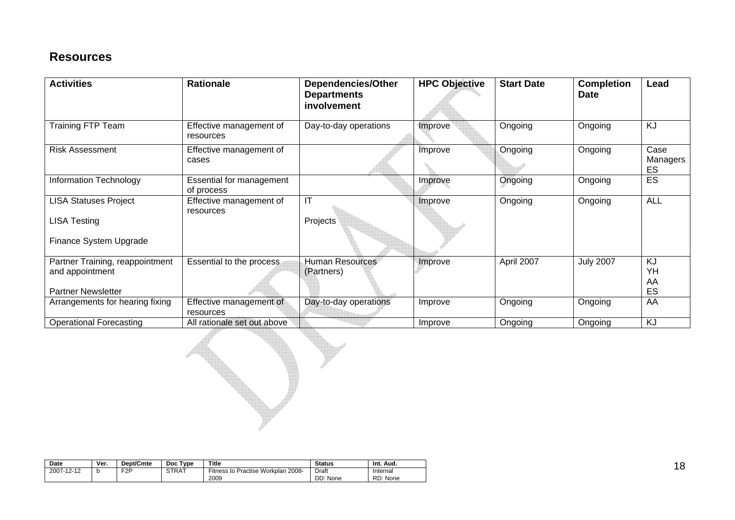## Resources

| Activities | Rationale | Dependencies/Other Departments involvement | HPC Objective | Start Date | Completion Date | Lead |
|---|---|---|---|---|---|---|
| Training FTP Team | Effective management of resources | Day-to-day operations | Improve | Ongoing | Ongoing | KJ |
| Risk Assessment | Effective management of cases | | Improve | Ongoing | Ongoing | Case Managers ES |
| Information Technology | Essential for management of process | | Improve | Ongoing | Ongoing | ES |
| LISA Statuses Project<br><br>LISA Testing<br><br>Finance System Upgrade | Effective management of resources | IT<br><br>Projects | Improve | Ongoing | Ongoing | ALL |
| Partner Training, reappointment and appointment<br><br>Partner Newsletter | Essential to the process | Human Resources (Partners) | Improve | April 2007 | July 2007 | KJ<br>YH<br>AA<br>ES |
| Arrangements for hearing fixing | Effective management of resources | Day-to-day operations | Improve | Ongoing | Ongoing | AA |
| Operational Forecasting | All rationale set out above | | Improve | Ongoing | Ongoing | KJ |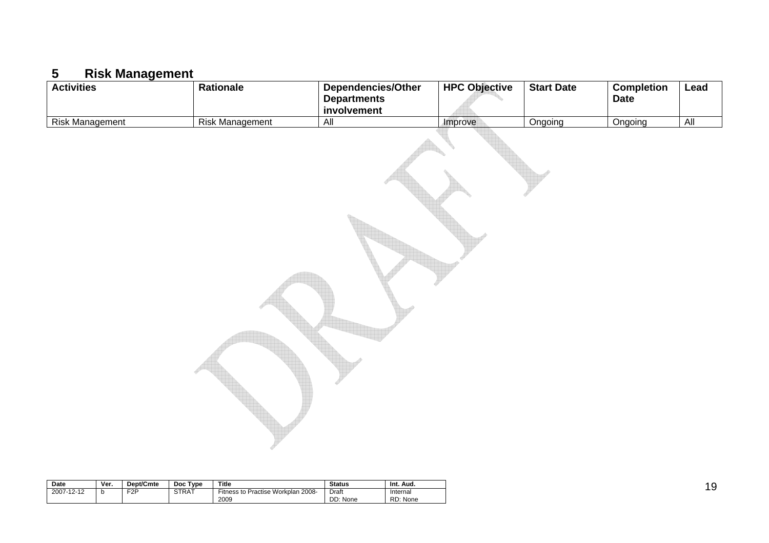## 5 Risk Management

| Activities | Rationale | Dependencies/Other Departments involvement | HPC Objective | Start Date | Completion Date | Lead |
|---|---|---|---|---|---|---|
| Risk Management | Risk Management | All | Improve | Ongoing | Ongoing | All |